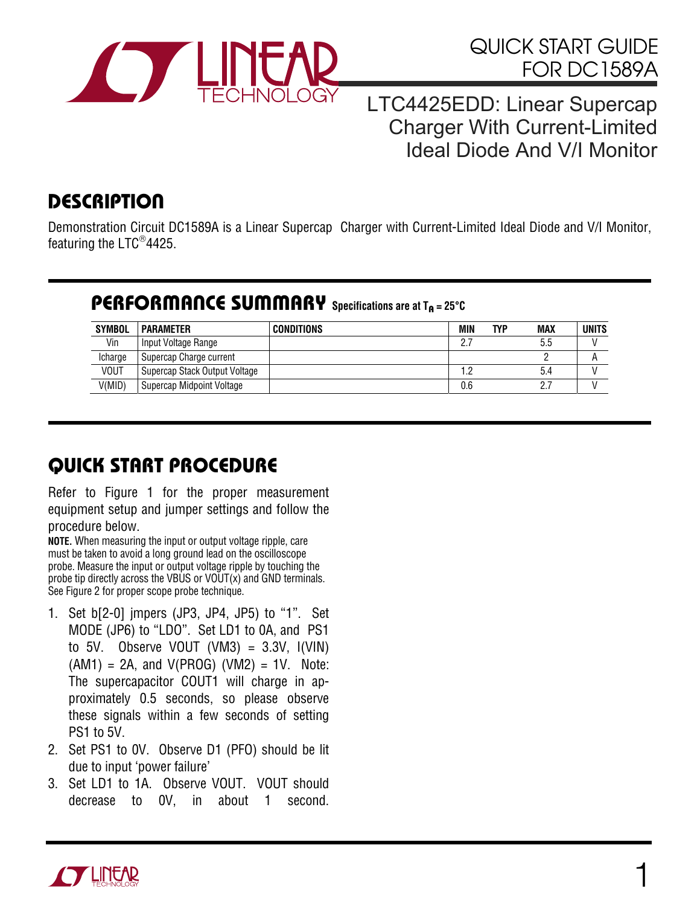# QUICK START GUIDE FOR DC1589A

## LTC4425EDD: Linear Supercap Charger With Current-Limited Ideal Diode And V/I Monitor

## DESCRIPTION

Demonstration Circuit DC1589A is a Linear Supercap Charger with Current-Limited Ideal Diode and V/I Monitor, featuring the LTC®4425.

## PERFORMANCE SUMMARY Specifications are at $T_A = 25°C$

| SYMBOL | PARAMETER | CONDITIONS | MIN | TYP | MAX | UNITS |
|---|---|---|---|---|---|---|
| Vin | Input Voltage Range | | 2.7 | | 5.5 | V |
| Icharge | Supercap Charge current | | | | 2 | A |
| VOUT | Supercap Stack Output Voltage | | 1.2 | | 5.4 | V |
| V(MID) | Supercap Midpoint Voltage | | 0.6 | | 2.7 | V |

## QUICK START PROCEDURE

Refer to Figure 1 for the proper measurement equipment setup and jumper settings and follow the procedure below.

**NOTE.** When measuring the input or output voltage ripple, care must be taken to avoid a long ground lead on the oscilloscope probe. Measure the input or output voltage ripple by touching the probe tip directly across the VBUS or VOUT(x) and GND terminals. See Figure 2 for proper scope probe technique.

1. Set b[2-0] jmpers (JP3, JP4, JP5) to "1". Set MODE (JP6) to "LDO". Set LD1 to 0A, and PS1 to 5V. Observe VOUT (VM3) = 3.3V, I(VIN) (AM1) = 2A, and V(PROG) (VM2) = 1V. Note: The supercapacitor COUT1 will charge in approximately 0.5 seconds, so please observe these signals within a few seconds of setting PS1 to 5V.
2. Set PS1 to 0V. Observe D1 (PFO) should be lit due to input 'power failure'
3. Set LD1 to 1A. Observe VOUT. VOUT should decrease to 0V, in about 1 second.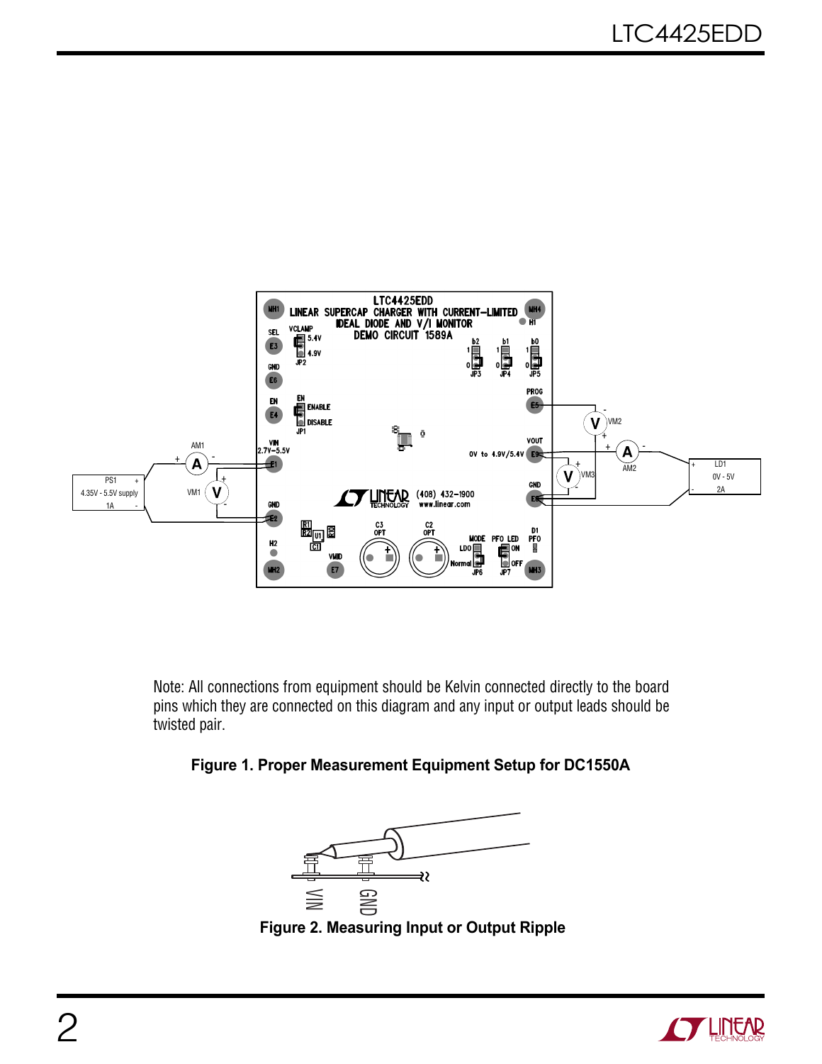Note: All connections from equipment should be Kelvin connected directly to the board pins which they are connected on this diagram and any input or output leads should be twisted pair.

**Figure 1. Proper Measurement Equipment Setup for DC1550A**

**Figure 2. Measuring Input or Output Ripple**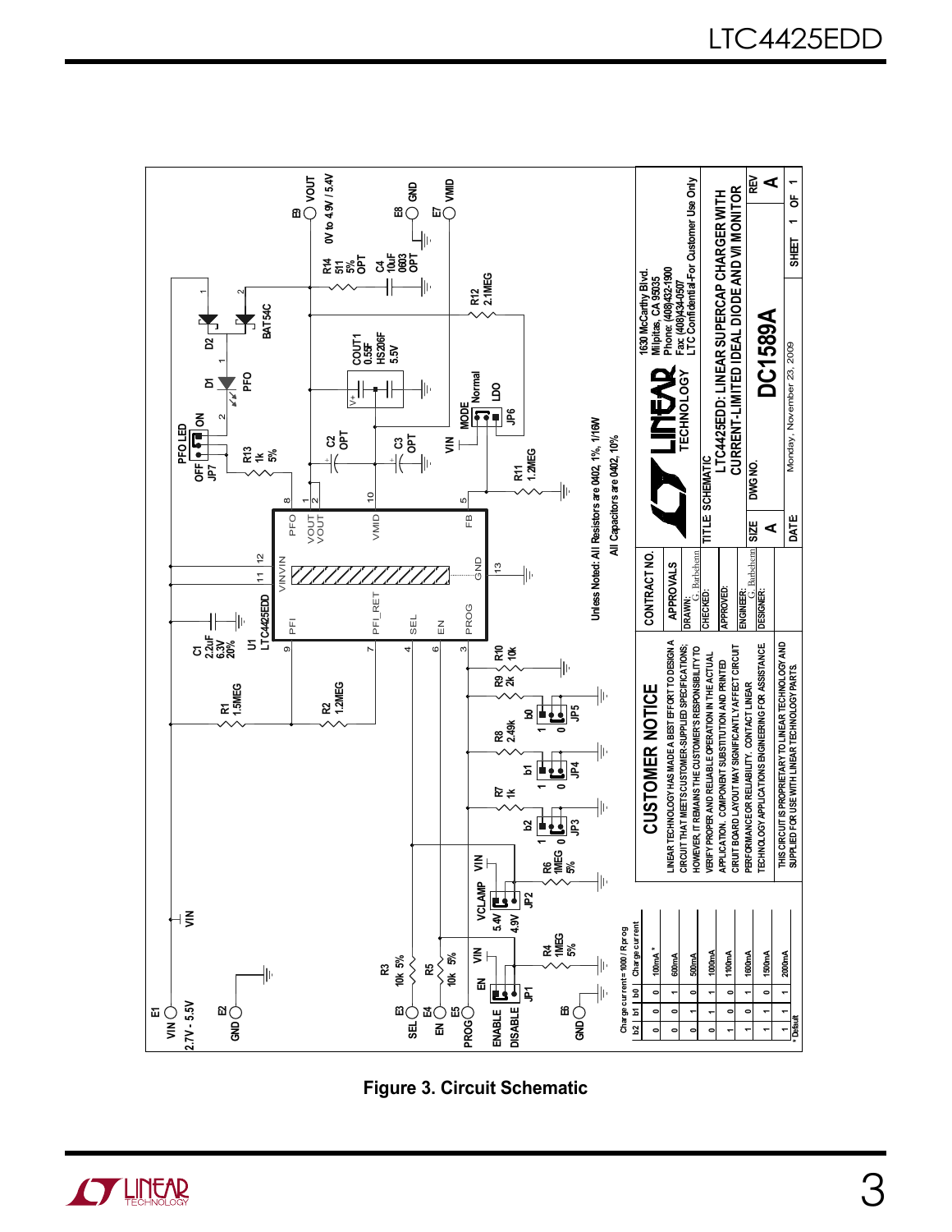| b2 | b1 | b0 | Charge current = 1000 / Rprog Charge current |
|---|---|---|---|
| 0 | 0 | 0 | 100mA * |
| 0 | 0 | 1 | 600mA |
| 0 | 1 | 0 | 500mA |
| 0 | 1 | 1 | 1000mA |
| 1 | 0 | 0 | 1100mA |
| 1 | 0 | 1 | 1600mA |
| 1 | 1 | 0 | 1500mA |
| 1 | 1 | 1 | 2000mA |

* Default

Unless Noted: All Resistors are 0402, 1%, 1/16W

All Capacitors are 0402, 10%

## CUSTOMER NOTICE

LINEAR TECHNOLOGY HAS MADE A BEST EFFORT TO DESIGN A CIRCUIT THAT MEETS CUSTOMER-SUPPLIED SPECIFICATIONS; HOWEVER, IT REMAINS THE CUSTOMER'S RESPONSIBILITY TO VERIFY PROPER AND RELIABLE OPERATION IN THE ACTUAL APPLICATION. COMPONENT SUBSTITUTION AND PRINTED CIRCUIT BOARD LAYOUT MAY SIGNIFICANTLY AFFECT CIRCUIT PERFORMANCE OR RELIABILITY. CONTACT LINEAR TECHNOLOGY APPLICATIONS ENGINEERING FOR ASSISTANCE.

THIS CIRCUIT IS PROPRIETARY TO LINEAR TECHNOLOGY AND SUPPLIED FOR USE WITH LINEAR TECHNOLOGY PARTS.

| CONTRACT NO. | |
|---|---|
| APPROVALS | |
| DRAWN: | G. Barbehenn |
| CHECKED: | |
| APPROVED: | |
| ENGINEER: | G. Barbehenn |
| DESIGNER: | |

1630 McCarthy Blvd.
Milpitas, CA 95035
Phone: (408)432-1900
Fax: (408)434-0507
LTC Confidential-For Customer Use Only

TITLE: SCHEMATIC
LTC4425EDD: LINEAR SUPERCAP CHARGER WITH CURRENT-LIMITED IDEAL DIODE AND V/I MONITOR

SIZE: A | DWG NO.: DC1589A | REV: A

DATE: Monday, November 23, 2009 | SHEET 1 OF 1

**Figure 3. Circuit Schematic**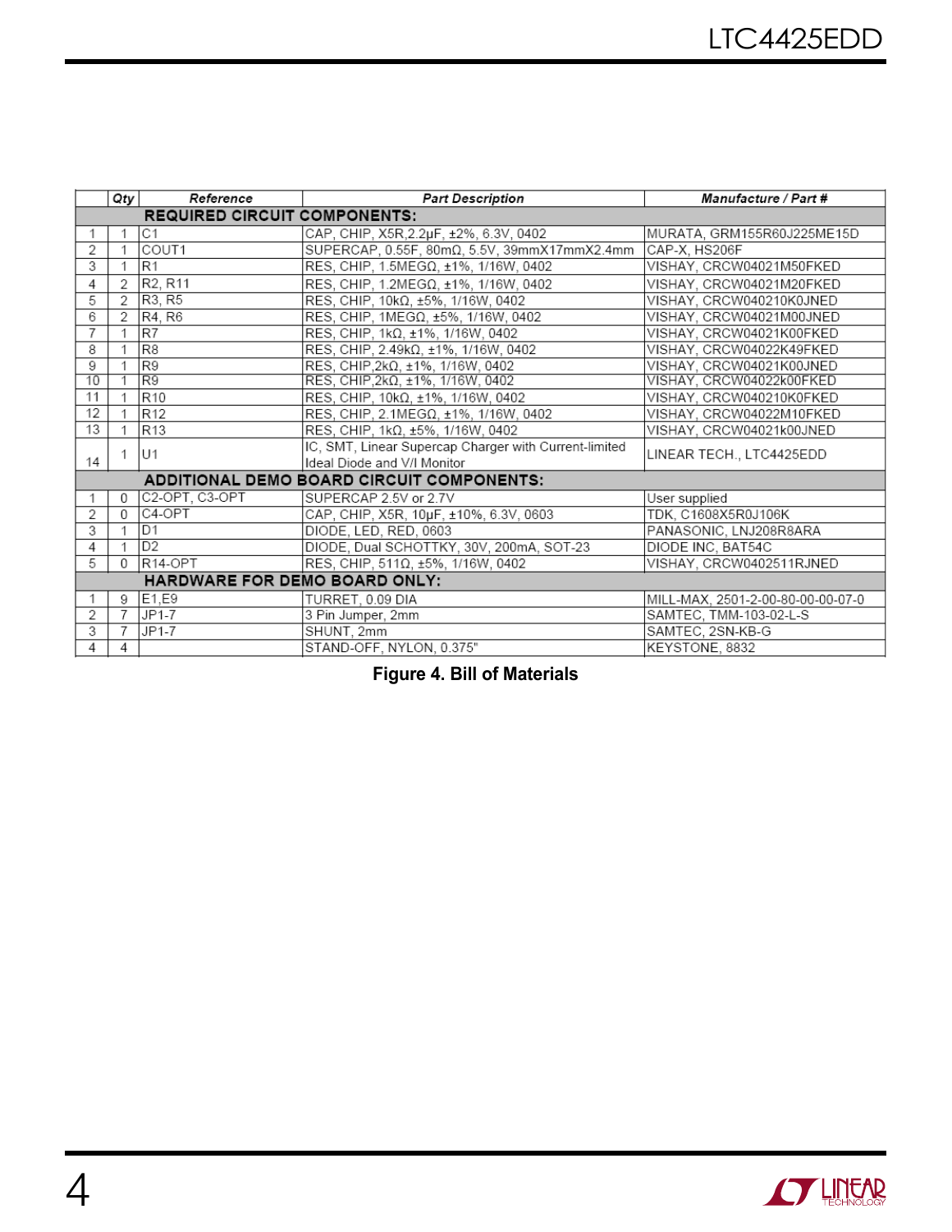| | Qty | Reference | Part Description | Manufacture / Part # |
|---|---|---|---|---|
| | | **REQUIRED CIRCUIT COMPONENTS:** | | |
| 1 | 1 | C1 | CAP, CHIP, X5R,2.2µF, ±2%, 6.3V, 0402 | MURATA, GRM155R60J225ME15D |
| 2 | 1 | COUT1 | SUPERCAP, 0.55F, 80mΩ, 5.5V, 39mmX17mmX2.4mm | CAP-X, HS206F |
| 3 | 1 | R1 | RES, CHIP, 1.5MEGΩ, ±1%, 1/16W, 0402 | VISHAY, CRCW04021M50FKED |
| 4 | 2 | R2, R11 | RES, CHIP, 1.2MEGΩ, ±1%, 1/16W, 0402 | VISHAY, CRCW04021M20FKED |
| 5 | 2 | R3, R5 | RES, CHIP, 10kΩ, ±5%, 1/16W, 0402 | VISHAY, CRCW040210K0JNED |
| 6 | 2 | R4, R6 | RES, CHIP, 1MEGΩ, ±5%, 1/16W, 0402 | VISHAY, CRCW04021M00JNED |
| 7 | 1 | R7 | RES, CHIP, 1kΩ, ±1%, 1/16W, 0402 | VISHAY, CRCW04021K00FKED |
| 8 | 1 | R8 | RES, CHIP, 2.49kΩ, ±1%, 1/16W, 0402 | VISHAY, CRCW04022K49FKED |
| 9 | 1 | R9 | RES, CHIP,2kΩ, ±1%, 1/16W, 0402 | VISHAY, CRCW04021K00JNED |
| 10 | 1 | R9 | RES, CHIP,2kΩ, ±1%, 1/16W, 0402 | VISHAY, CRCW04022k00FKED |
| 11 | 1 | R10 | RES, CHIP, 10kΩ, ±1%, 1/16W, 0402 | VISHAY, CRCW040210K0FKED |
| 12 | 1 | R12 | RES, CHIP, 2.1MEGΩ, ±1%, 1/16W, 0402 | VISHAY, CRCW04022M10FKED |
| 13 | 1 | R13 | RES, CHIP, 1kΩ, ±5%, 1/16W, 0402 | VISHAY, CRCW04021k00JNED |
| 14 | 1 | U1 | IC, SMT, Linear Supercap Charger with Current-limited Ideal Diode and V/I Monitor | LINEAR TECH., LTC4425EDD |
| | | **ADDITIONAL DEMO BOARD CIRCUIT COMPONENTS:** | | |
| 1 | 0 | C2-OPT, C3-OPT | SUPERCAP 2.5V or 2.7V | User supplied |
| 2 | 0 | C4-OPT | CAP, CHIP, X5R, 10µF, ±10%, 6.3V, 0603 | TDK, C1608X5R0J106K |
| 3 | 1 | D1 | DIODE, LED, RED, 0603 | PANASONIC, LNJ208R8ARA |
| 4 | 1 | D2 | DIODE, Dual SCHOTTKY, 30V, 200mA, SOT-23 | DIODE INC, BAT54C |
| 5 | 0 | R14-OPT | RES, CHIP, 511Ω, ±5%, 1/16W, 0402 | VISHAY, CRCW0402511RJNED |
| | | **HARDWARE FOR DEMO BOARD ONLY:** | | |
| 1 | 9 | E1,E9 | TURRET, 0.09 DIA | MILL-MAX, 2501-2-00-80-00-00-07-0 |
| 2 | 7 | JP1-7 | 3 Pin Jumper, 2mm | SAMTEC, TMM-103-02-L-S |
| 3 | 7 | JP1-7 | SHUNT, 2mm | SAMTEC, 2SN-KB-G |
| 4 | 4 | | STAND-OFF, NYLON, 0.375" | KEYSTONE, 8832 |

**Figure 4. Bill of Materials**